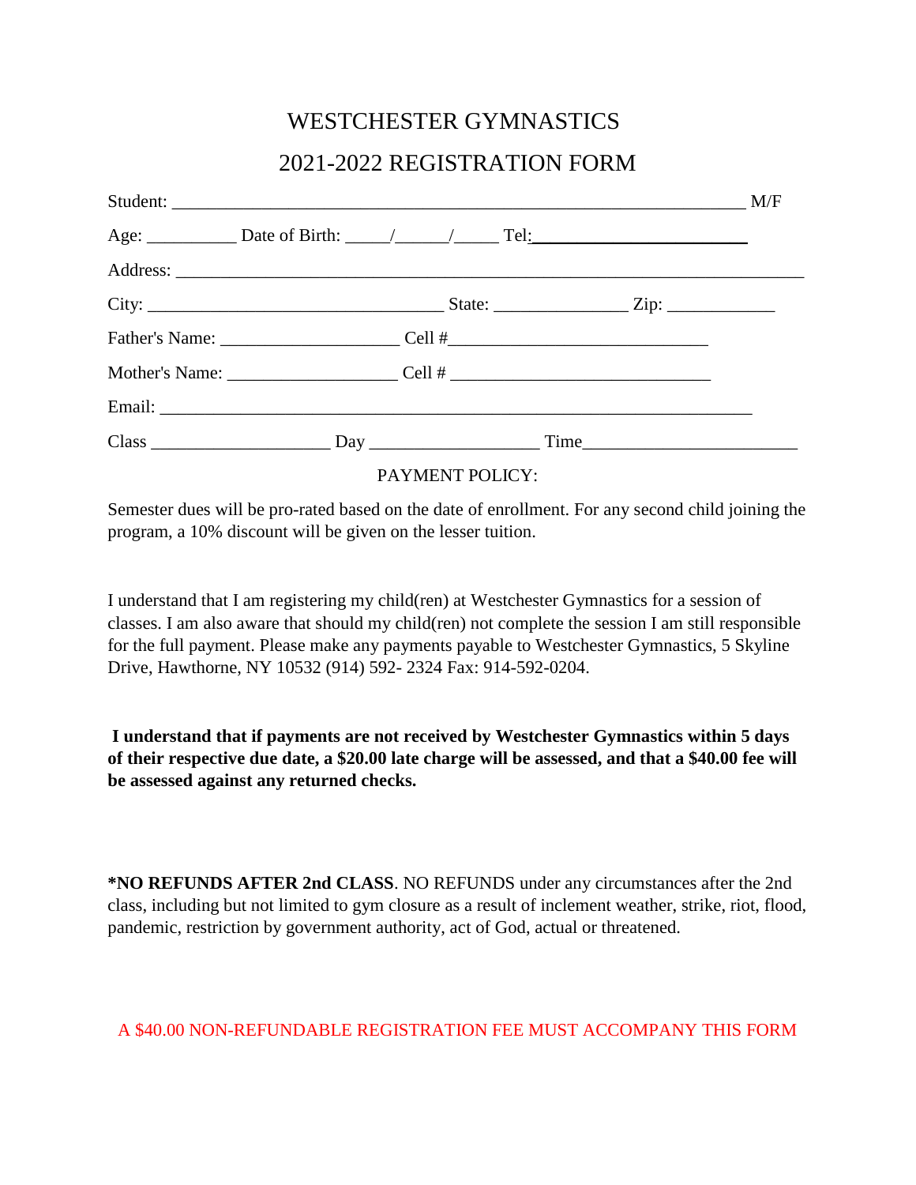# WESTCHESTER GYMNASTICS

## 2021-2022 REGISTRATION FORM

Student: ________________________________________________________________ M/F

Age: __________ Date of Birth: _____/______/_____ Tel:________________________

Address: ______________________________________________________________________

City: _________________________________ State: _______________ Zip: ____________

Father's Name: ____________________ Cell #_____________________________

Mother's Name: ___________________ Cell # _____________________________

Email: _________________________________________________________________

Class ____________________ Day ___________________ Time_______________________

PAYMENT POLICY:

Semester dues will be pro-rated based on the date of enrollment. For any second child joining the program, a 10% discount will be given on the lesser tuition.

I understand that I am registering my child(ren) at Westchester Gymnastics for a session of classes. I am also aware that should my child(ren) not complete the session I am still responsible for the full payment. Please make any payments payable to Westchester Gymnastics, 5 Skyline Drive, Hawthorne, NY 10532 (914) 592- 2324 Fax: 914-592-0204.

**I understand that if payments are not received by Westchester Gymnastics within 5 days of their respective due date, a $20.00 late charge will be assessed, and that a $40.00 fee will be assessed against any returned checks.**

**\*NO REFUNDS AFTER 2nd CLASS**. NO REFUNDS under any circumstances after the 2nd class, including but not limited to gym closure as a result of inclement weather, strike, riot, flood, pandemic, restriction by government authority, act of God, actual or threatened.

A $40.00 NON-REFUNDABLE REGISTRATION FEE MUST ACCOMPANY THIS FORM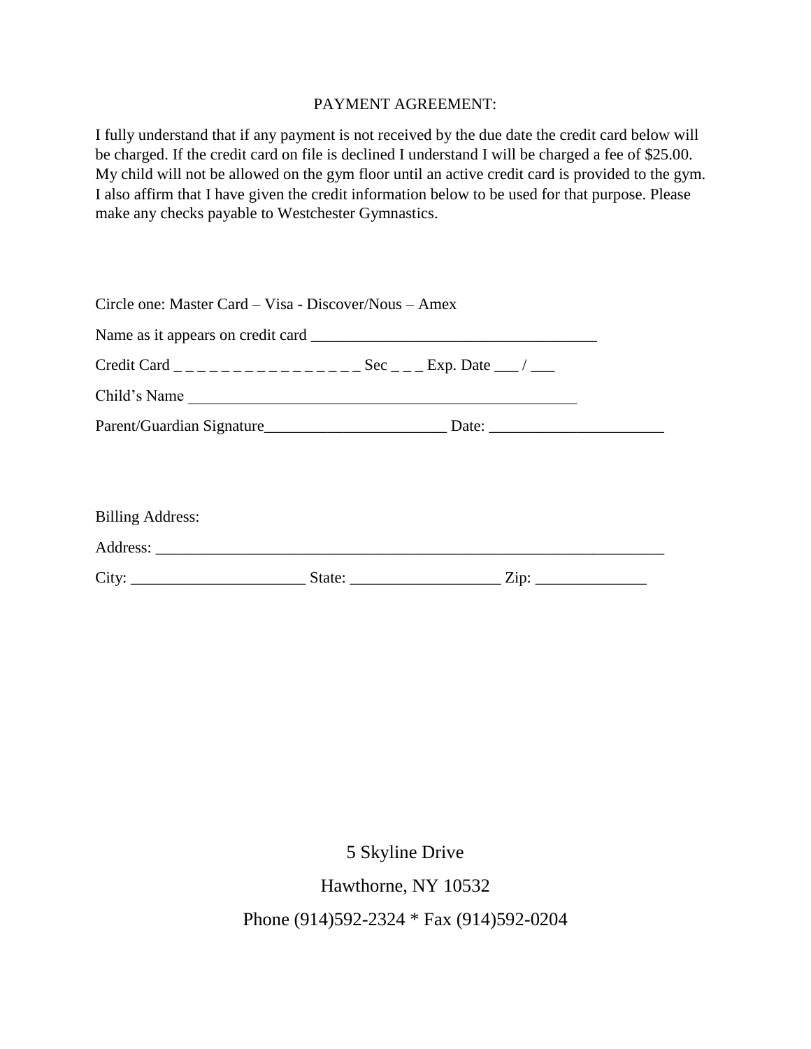PAYMENT AGREEMENT:

I fully understand that if any payment is not received by the due date the credit card below will be charged. If the credit card on file is declined I understand I will be charged a fee of $25.00. My child will not be allowed on the gym floor until an active credit card is provided to the gym. I also affirm that I have given the credit information below to be used for that purpose. Please make any checks payable to Westchester Gymnastics.

Circle one: Master Card – Visa - Discover/Nous – Amex

Name as it appears on credit card ____________________________________

Credit Card _ _ _ _ _ _ _ _ _ _ _ _ _ _ _ _ Sec _ _ _ Exp. Date ___ / ___

Child's Name __________________________________________________

Parent/Guardian Signature_______________________ Date: ______________________

Billing Address:

Address: _________________________________________________________________

City: ______________________ State: ___________________ Zip: ______________

5 Skyline Drive

Hawthorne, NY 10532

Phone (914)592-2324 * Fax (914)592-0204